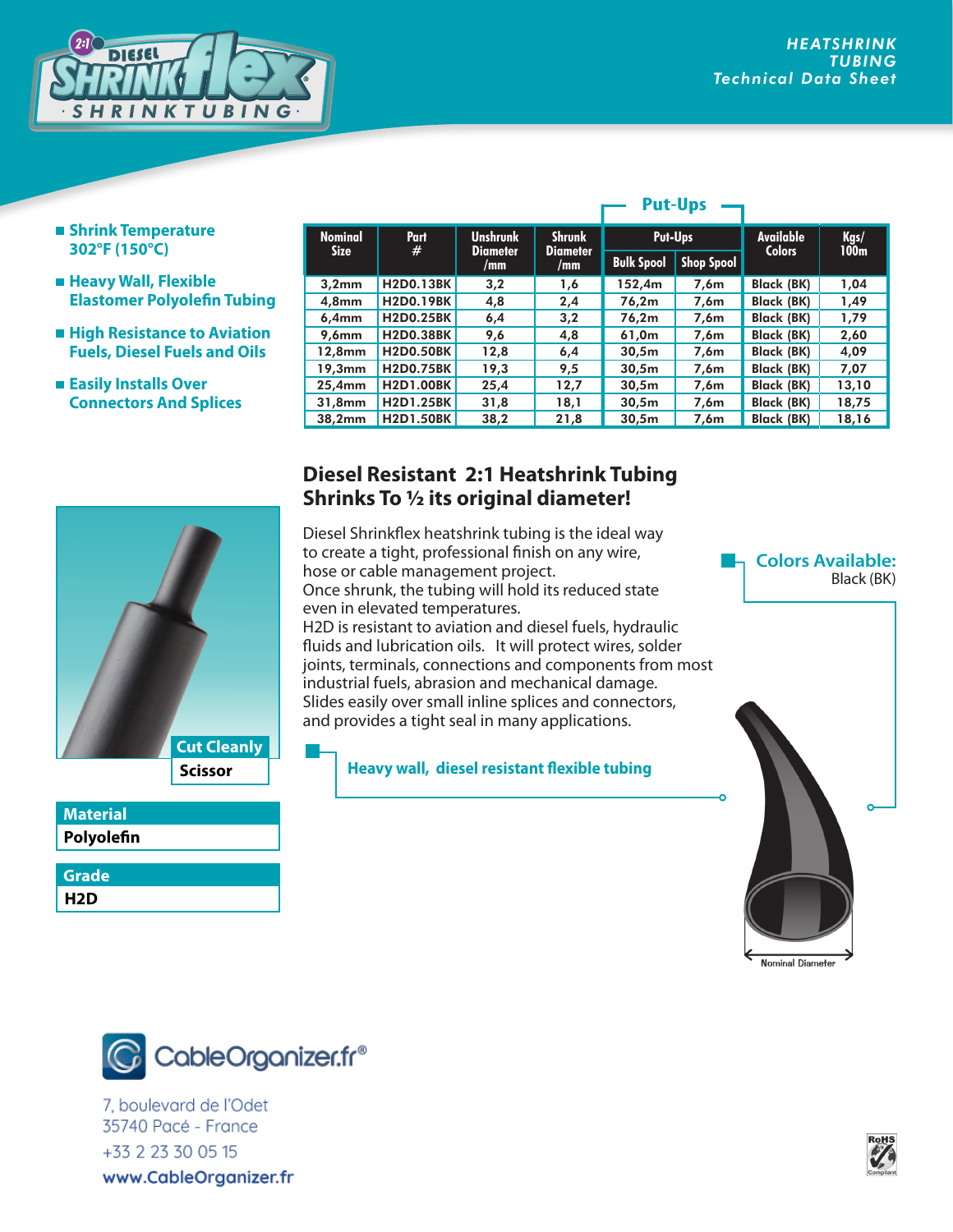# HEATSHRINK TUBING
## Technical Data Sheet

- **Shrink Temperature 302°F (150°C)**
- **Heavy Wall, Flexible Elastomer Polyolefin Tubing**
- **High Resistance to Aviation Fuels, Diesel Fuels and Oils**
- **Easily Installs Over Connectors And Splices**

| Nominal Size | Part # | Unshrunk Diameter /mm | Shrunk Diameter /mm | Put-Ups | | Available Colors | Kgs/ 100m |
|---|---|---|---|---|---|---|---|
| | | | | Bulk Spool | Shop Spool | | |
| 3,2mm | H2D0.13BK | 3,2 | 1,6 | 152,4m | 7,6m | Black (BK) | 1,04 |
| 4,8mm | H2D0.19BK | 4,8 | 2,4 | 76,2m | 7,6m | Black (BK) | 1,49 |
| 6,4mm | H2D0.25BK | 6,4 | 3,2 | 76,2m | 7,6m | Black (BK) | 1,79 |
| 9,6mm | H2D0.38BK | 9,6 | 4,8 | 61,0m | 7,6m | Black (BK) | 2,60 |
| 12,8mm | H2D0.50BK | 12,8 | 6,4 | 30,5m | 7,6m | Black (BK) | 4,09 |
| 19,3mm | H2D0.75BK | 19,3 | 9,5 | 30,5m | 7,6m | Black (BK) | 7,07 |
| 25,4mm | H2D1.00BK | 25,4 | 12,7 | 30,5m | 7,6m | Black (BK) | 13,10 |
| 31,8mm | H2D1.25BK | 31,8 | 18,1 | 30,5m | 7,6m | Black (BK) | 18,75 |
| 38,2mm | H2D1.50BK | 38,2 | 21,8 | 30,5m | 7,6m | Black (BK) | 18,16 |

## Diesel Resistant 2:1 Heatshrink Tubing Shrinks To ½ its original diameter!

Diesel Shrinkflex heatshrink tubing is the ideal way to create a tight, professional finish on any wire, hose or cable management project.
Once shrunk, the tubing will hold its reduced state even in elevated temperatures.
H2D is resistant to aviation and diesel fuels, hydraulic fluids and lubrication oils. It will protect wires, solder joints, terminals, connections and components from most industrial fuels, abrasion and mechanical damage.
Slides easily over small inline splices and connectors, and provides a tight seal in many applications.

**Heavy wall, diesel resistant flexible tubing**

**Colors Available:**
Black (BK)

| Cut Cleanly |
|---|
| Scissor |

| Material |
|---|
| Polyolefin |

| Grade |
|---|
| H2D |

Nominal Diameter

CableOrganizer.fr®

7, boulevard de l'Odet
35740 Pacé - France
+33 2 23 30 05 15
www.CableOrganizer.fr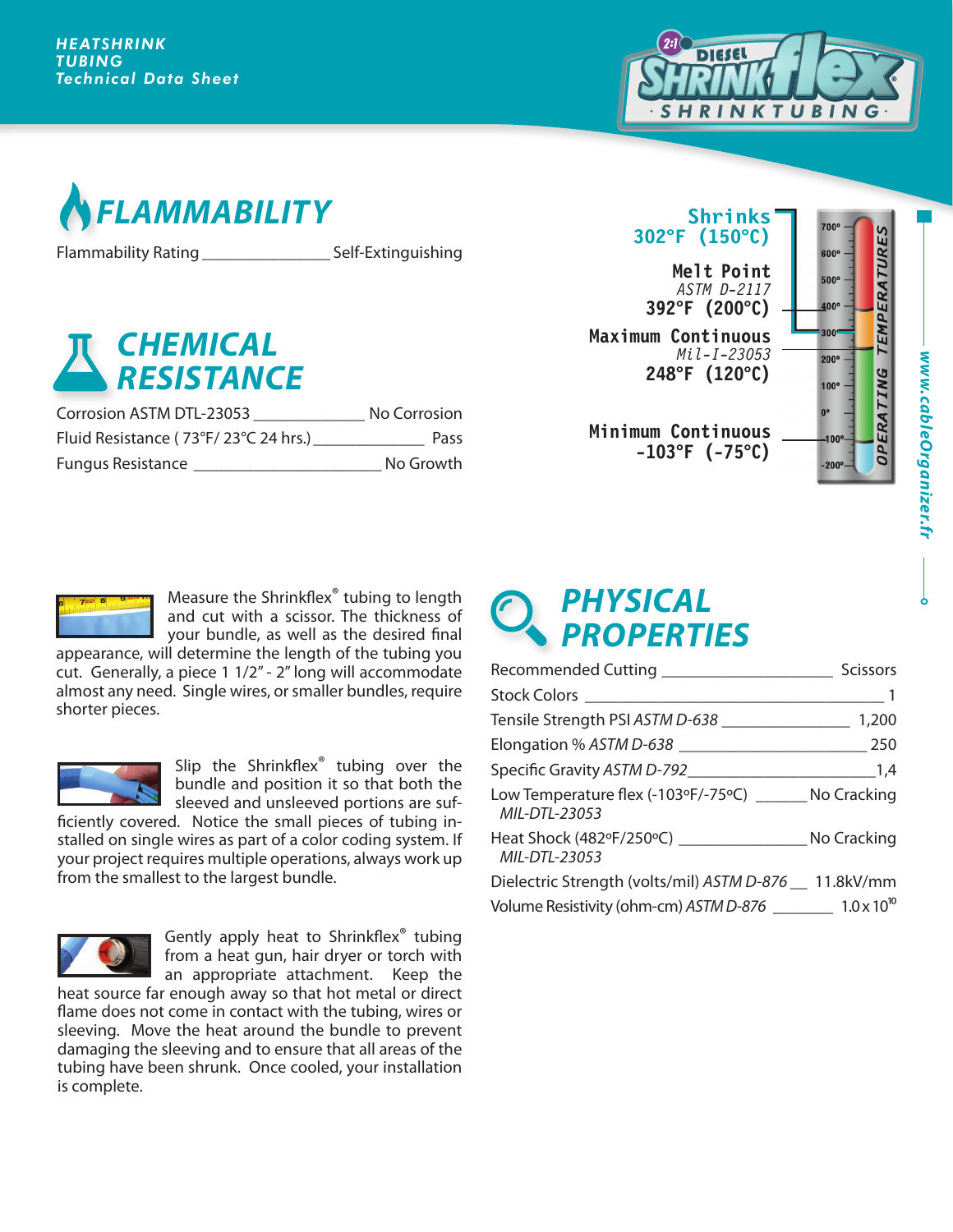HEATSHRINK TUBING
Technical Data Sheet

## FLAMMABILITY

| | |
|---|---|
| Flammability Rating | Self-Extinguishing |

## CHEMICAL RESISTANCE

| | |
|---|---|
| Corrosion ASTM DTL-23053 | No Corrosion |
| Fluid Resistance ( 73°F/ 23°C 24 hrs.) | Pass |
| Fungus Resistance | No Growth |

Shrinks
302°F (150°C)

Melt Point
*ASTM D-2117*
392°F (200°C)

Maximum Continuous
*Mil-I-23053*
248°F (120°C)

Minimum Continuous
-103°F (-75°C)

OPERATING TEMPERATURES

700° 600° 500° 400° 300° 200° 100° 0° -100° -200°

Measure the Shrinkflex® tubing to length and cut with a scissor. The thickness of your bundle, as well as the desired final appearance, will determine the length of the tubing you cut. Generally, a piece 1 1/2" - 2" long will accommodate almost any need. Single wires, or smaller bundles, require shorter pieces.

Slip the Shrinkflex® tubing over the bundle and position it so that both the sleeved and unsleeved portions are sufficiently covered. Notice the small pieces of tubing installed on single wires as part of a color coding system. If your project requires multiple operations, always work up from the smallest to the largest bundle.

Gently apply heat to Shrinkflex® tubing from a heat gun, hair dryer or torch with an appropriate attachment. Keep the heat source far enough away so that hot metal or direct flame does not come in contact with the tubing, wires or sleeving. Move the heat around the bundle to prevent damaging the sleeving and to ensure that all areas of the tubing have been shrunk. Once cooled, your installation is complete.

## PHYSICAL PROPERTIES

| | |
|---|---|
| Recommended Cutting | Scissors |
| Stock Colors | 1 |
| Tensile Strength PSI *ASTM D-638* | 1,200 |
| Elongation % *ASTM D-638* | 250 |
| Specific Gravity *ASTM D-792* | 1,4 |
| Low Temperature flex (-103ºF/-75ºC) *MIL-DTL-23053* | No Cracking |
| Heat Shock (482ºF/250ºC) *MIL-DTL-23053* | No Cracking |
| Dielectric Strength (volts/mil) *ASTM D-876* | 11.8kV/mm |
| Volume Resistivity (ohm-cm) *ASTM D-876* | $1.0 \times 10^{10}$ |

www.cableOrganizer.fr